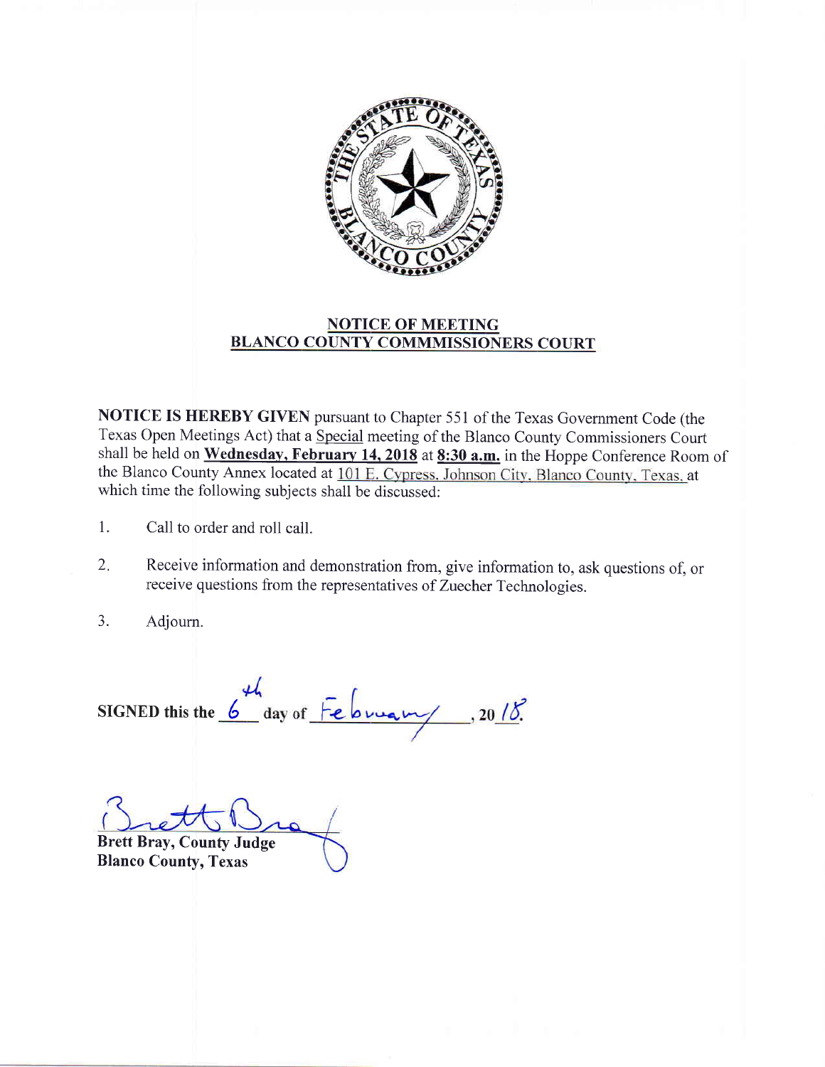**NOTICE OF MEETING**
**BLANCO COUNTY COMMMISSIONERS COURT**

**NOTICE IS HEREBY GIVEN** pursuant to Chapter 551 of the Texas Government Code (the Texas Open Meetings Act) that a Special meeting of the Blanco County Commissioners Court shall be held on **Wednesday, February 14, 2018** at **8:30 a.m.** in the Hoppe Conference Room of the Blanco County Annex located at 101 E. Cypress, Johnson City, Blanco County, Texas, at which time the following subjects shall be discussed:

1. Call to order and roll call.
2. Receive information and demonstration from, give information to, ask questions of, or receive questions from the representatives of Zuecher Technologies.
3. Adjourn.

**SIGNED this the** 6th **day of** February, **20** 18.

Brett Bray

**Brett Bray, County Judge**
**Blanco County, Texas**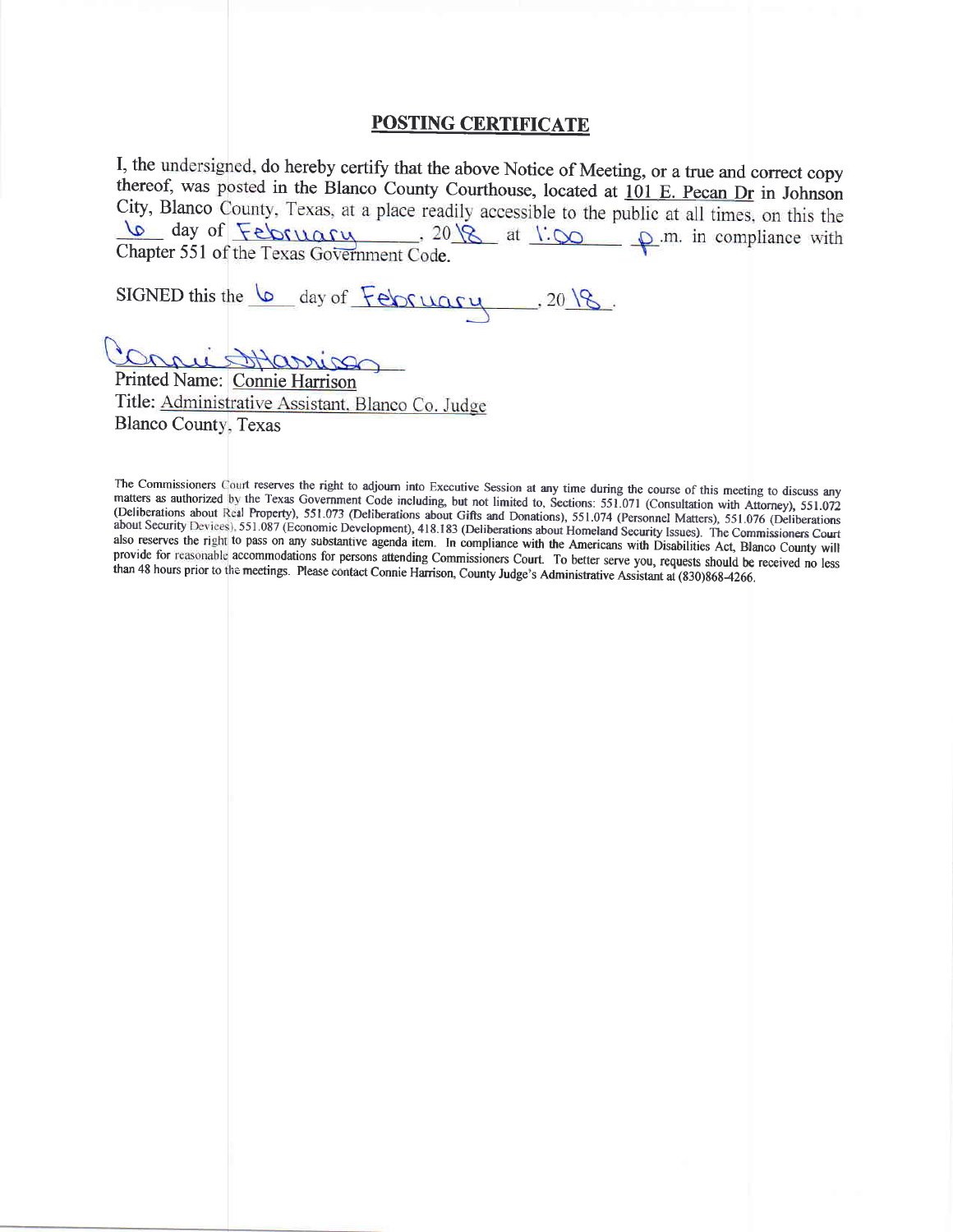## POSTING CERTIFICATE

I, the undersigned, do hereby certify that the above Notice of Meeting, or a true and correct copy thereof, was posted in the Blanco County Courthouse, located at 101 E. Pecan Dr in Johnson City, Blanco County, Texas, at a place readily accessible to the public at all times, on this the 6 day of February, 2018 at 1:00 p.m. in compliance with Chapter 551 of the Texas Government Code.

SIGNED this the 6 day of February, 2018.

Connie Harrison

Printed Name: Connie Harrison

Title: Administrative Assistant, Blanco Co. Judge

Blanco County, Texas

The Commissioners Court reserves the right to adjourn into Executive Session at any time during the course of this meeting to discuss any matters as authorized by the Texas Government Code including, but not limited to, Sections: 551.071 (Consultation with Attorney), 551.072 (Deliberations about Real Property), 551.073 (Deliberations about Gifts and Donations), 551.074 (Personnel Matters), 551.076 (Deliberations about Security Devices), 551.087 (Economic Development), 418.183 (Deliberations about Homeland Security Issues). The Commissioners Court also reserves the right to pass on any substantive agenda item. In compliance with the Americans with Disabilities Act, Blanco County will provide for reasonable accommodations for persons attending Commissioners Court. To better serve you, requests should be received no less than 48 hours prior to the meetings. Please contact Connie Harrison, County Judge's Administrative Assistant at (830)868-4266.